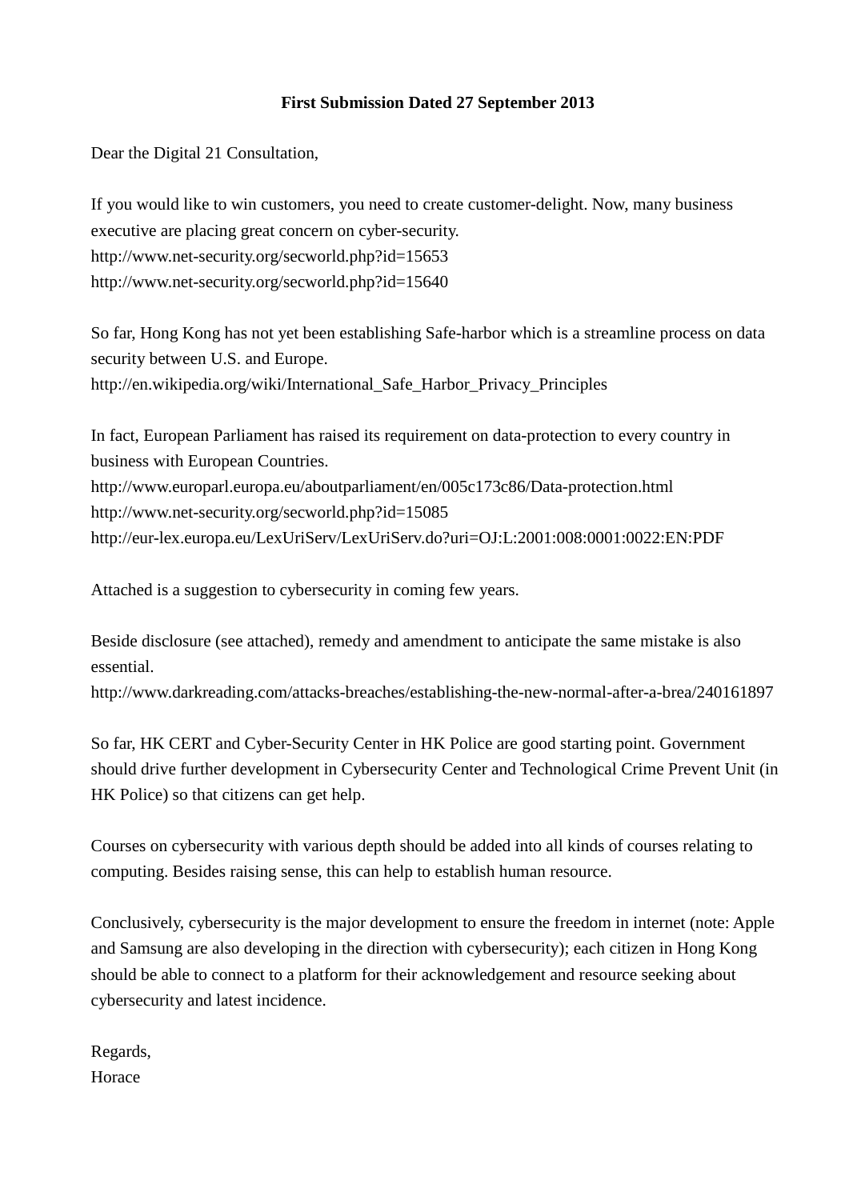**First Submission Dated 27 September 2013**

Dear the Digital 21 Consultation,

If you would like to win customers, you need to create customer-delight. Now, many business executive are placing great concern on cyber-security.
http://www.net-security.org/secworld.php?id=15653
http://www.net-security.org/secworld.php?id=15640

So far, Hong Kong has not yet been establishing Safe-harbor which is a streamline process on data security between U.S. and Europe.
http://en.wikipedia.org/wiki/International_Safe_Harbor_Privacy_Principles

In fact, European Parliament has raised its requirement on data-protection to every country in business with European Countries.
http://www.europarl.europa.eu/aboutparliament/en/005c173c86/Data-protection.html
http://www.net-security.org/secworld.php?id=15085
http://eur-lex.europa.eu/LexUriServ/LexUriServ.do?uri=OJ:L:2001:008:0001:0022:EN:PDF

Attached is a suggestion to cybersecurity in coming few years.

Beside disclosure (see attached), remedy and amendment to anticipate the same mistake is also essential.
http://www.darkreading.com/attacks-breaches/establishing-the-new-normal-after-a-brea/240161897

So far, HK CERT and Cyber-Security Center in HK Police are good starting point. Government should drive further development in Cybersecurity Center and Technological Crime Prevent Unit (in HK Police) so that citizens can get help.

Courses on cybersecurity with various depth should be added into all kinds of courses relating to computing. Besides raising sense, this can help to establish human resource.

Conclusively, cybersecurity is the major development to ensure the freedom in internet (note: Apple and Samsung are also developing in the direction with cybersecurity); each citizen in Hong Kong should be able to connect to a platform for their acknowledgement and resource seeking about cybersecurity and latest incidence.

Regards,
Horace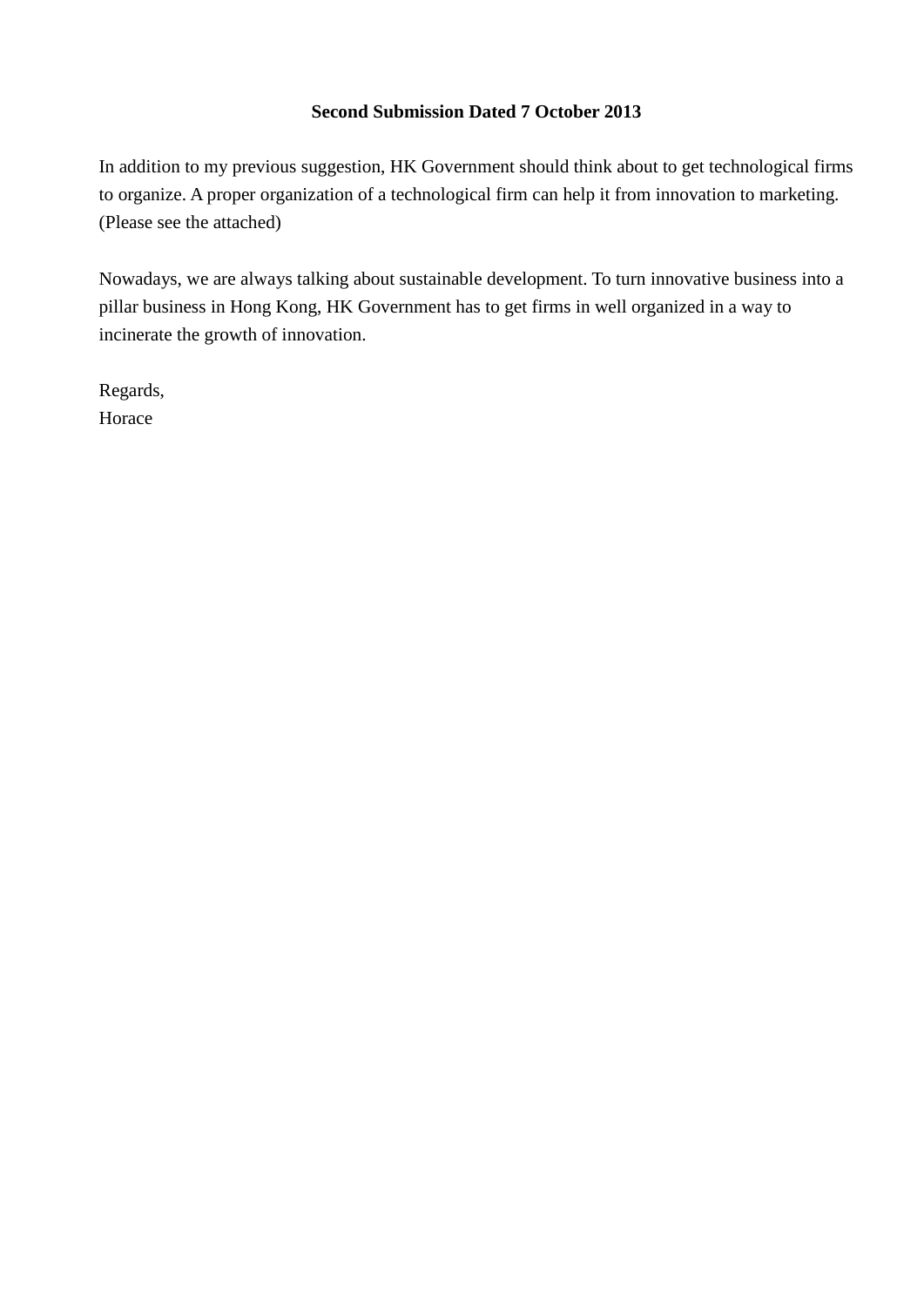**Second Submission Dated 7 October 2013**

In addition to my previous suggestion, HK Government should think about to get technological firms to organize. A proper organization of a technological firm can help it from innovation to marketing. (Please see the attached)

Nowadays, we are always talking about sustainable development. To turn innovative business into a pillar business in Hong Kong, HK Government has to get firms in well organized in a way to incinerate the growth of innovation.

Regards,
Horace